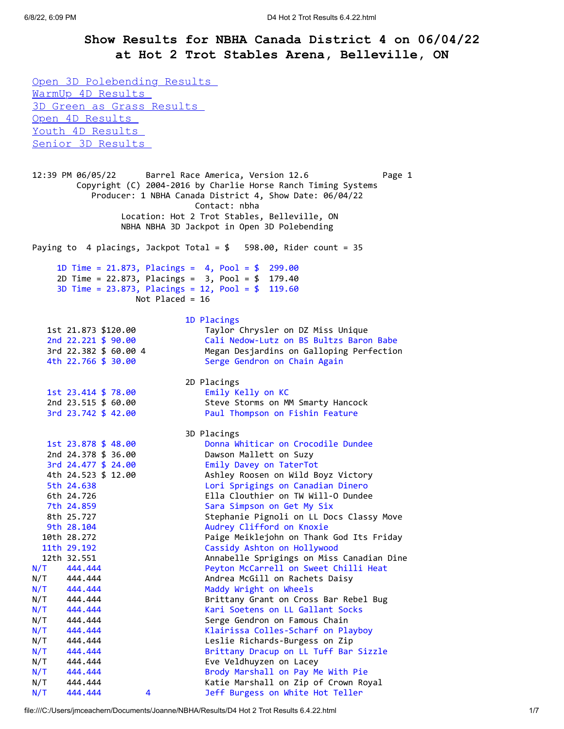# Show Results for NBHA Canada District 4 on 06/04/22 at Hot 2 Trot Stables Arena, Belleville, ON

- Open 3D Polebending Results
- WarmUp 4D Results
- 3D Green as Grass Results
- Open 4D Results
- Youth 4D Results
- Senior 3D Results

```
12:39 PM 06/05/22      Barrel Race America, Version 12.6              Page 1
         Copyright (C) 2004-2016 by Charlie Horse Ranch Timing Systems
            Producer: 1 NBHA Canada District 4, Show Date: 06/04/22
                                 Contact: nbha
                  Location: Hot 2 Trot Stables, Belleville, ON
                  NBHA NBHA 3D Jackpot in Open 3D Polebending

Paying to  4 placings, Jackpot Total = $   598.00, Rider count = 35

     1D Time = 21.873, Placings =  4, Pool = $  299.00
     2D Time = 22.873, Placings =  3, Pool = $  179.40
     3D Time = 23.873, Placings = 12, Pool = $  119.60
                     Not Placed = 16

                             1D Placings
   1st 21.873 $120.00            Taylor Chrysler on DZ Miss Unique
   2nd 22.221 $ 90.00            Cali Nedow-Lutz on BS Bultzs Baron Babe
   3rd 22.382 $ 60.00 4          Megan Desjardins on Galloping Perfection
   4th 22.766 $ 30.00            Serge Gendron on Chain Again

                             2D Placings
   1st 23.414 $ 78.00            Emily Kelly on KC
   2nd 23.515 $ 60.00            Steve Storms on MM Smarty Hancock
   3rd 23.742 $ 42.00            Paul Thompson on Fishin Feature

                             3D Placings
   1st 23.878 $ 48.00            Donna Whiticar on Crocodile Dundee
   2nd 24.378 $ 36.00            Dawson Mallett on Suzy
   3rd 24.477 $ 24.00            Emily Davey on TaterTot
   4th 24.523 $ 12.00            Ashley Roosen on Wild Boyz Victory
   5th 24.638                    Lori Sprigings on Canadian Dinero
   6th 24.726                    Ella Clouthier on TW Will-O Dundee
   7th 24.859                    Sara Simpson on Get My Six
   8th 25.727                    Stephanie Pignoli on LL Docs Classy Move
   9th 28.104                    Audrey Clifford on Knoxie
  10th 28.272                    Paige Meiklejohn on Thank God Its Friday
  11th 29.192                    Cassidy Ashton on Hollywood
  12th 32.551                    Annabelle Sprigings on Miss Canadian Dine
N/T    444.444                   Peyton McCarrell on Sweet Chilli Heat
N/T    444.444                   Andrea McGill on Rachets Daisy
N/T    444.444                   Maddy Wright on Wheels
N/T    444.444                   Brittany Grant on Cross Bar Rebel Bug
N/T    444.444                   Kari Soetens on LL Gallant Socks
N/T    444.444                   Serge Gendron on Famous Chain
N/T    444.444                   Klairissa Colles-Scharf on Playboy
N/T    444.444                   Leslie Richards-Burgess on Zip
N/T    444.444                   Brittany Dracup on LL Tuff Bar Sizzle
N/T    444.444                   Eve Veldhuyzen on Lacey
N/T    444.444                   Brody Marshall on Pay Me With Pie
N/T    444.444                   Katie Marshall on Zip of Crown Royal
N/T    444.444        4          Jeff Burgess on White Hot Teller
```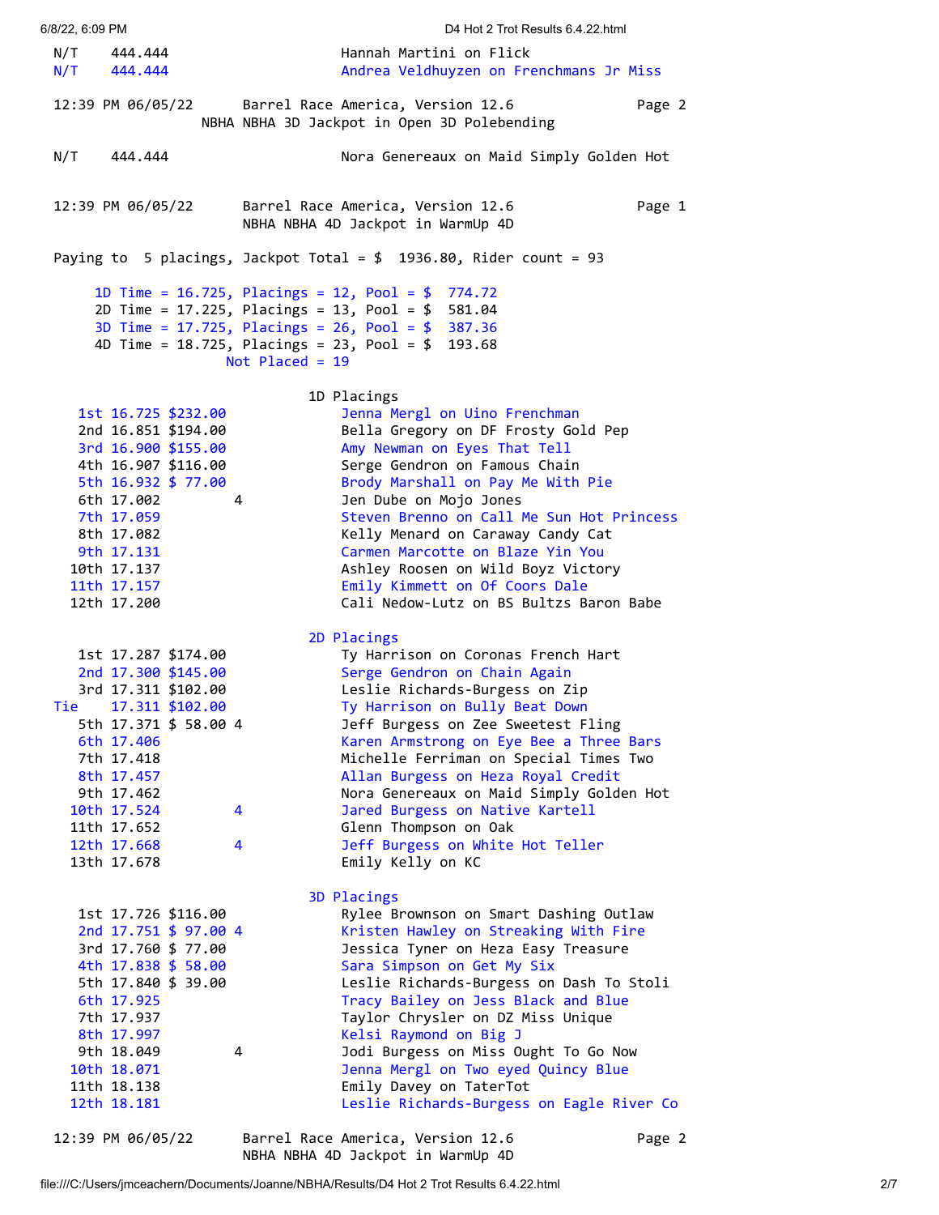```
 N/T    444.444                    Hannah Martini on Flick
 N/T    444.444                    Andrea Veldhuyzen on Frenchmans Jr Miss

 12:39 PM 06/05/22       Barrel Race America, Version 12.6            Page 2
                 NBHA NBHA 3D Jackpot in Open 3D Polebending

 N/T    444.444                    Nora Genereaux on Maid Simply Golden Hot


 12:39 PM 06/05/22       Barrel Race America, Version 12.6            Page 1
                         NBHA NBHA 4D Jackpot in WarmUp 4D

 Paying to  5 placings, Jackpot Total = $  1936.80, Rider count = 93

      1D Time = 16.725, Placings = 12, Pool = $  774.72
      2D Time = 17.225, Placings = 13, Pool = $  581.04
      3D Time = 17.725, Placings = 26, Pool = $  387.36
      4D Time = 18.725, Placings = 23, Pool = $  193.68
                      Not Placed = 19

                                1D Placings
    1st 16.725 $232.00             Jenna Mergl on Uino Frenchman
    2nd 16.851 $194.00             Bella Gregory on DF Frosty Gold Pep
    3rd 16.900 $155.00             Amy Newman on Eyes That Tell
    4th 16.907 $116.00             Serge Gendron on Famous Chain
    5th 16.932 $ 77.00             Brody Marshall on Pay Me With Pie
    6th 17.002         4           Jen Dube on Mojo Jones
    7th 17.059                     Steven Brenno on Call Me Sun Hot Princess
    8th 17.082                     Kelly Menard on Caraway Candy Cat
    9th 17.131                     Carmen Marcotte on Blaze Yin You
   10th 17.137                     Ashley Roosen on Wild Boyz Victory
   11th 17.157                     Emily Kimmett on Of Coors Dale
   12th 17.200                     Cali Nedow-Lutz on BS Bultzs Baron Babe

                                2D Placings
    1st 17.287 $174.00             Ty Harrison on Coronas French Hart
    2nd 17.300 $145.00             Serge Gendron on Chain Again
    3rd 17.311 $102.00             Leslie Richards-Burgess on Zip
 Tie    17.311 $102.00             Ty Harrison on Bully Beat Down
    5th 17.371 $ 58.00 4           Jeff Burgess on Zee Sweetest Fling
    6th 17.406                     Karen Armstrong on Eye Bee a Three Bars
    7th 17.418                     Michelle Ferriman on Special Times Two
    8th 17.457                     Allan Burgess on Heza Royal Credit
    9th 17.462                     Nora Genereaux on Maid Simply Golden Hot
   10th 17.524         4           Jared Burgess on Native Kartell
   11th 17.652                     Glenn Thompson on Oak
   12th 17.668         4           Jeff Burgess on White Hot Teller
   13th 17.678                     Emily Kelly on KC

                                3D Placings
    1st 17.726 $116.00             Rylee Brownson on Smart Dashing Outlaw
    2nd 17.751 $ 97.00 4           Kristen Hawley on Streaking With Fire
    3rd 17.760 $ 77.00             Jessica Tyner on Heza Easy Treasure
    4th 17.838 $ 58.00             Sara Simpson on Get My Six
    5th 17.840 $ 39.00             Leslie Richards-Burgess on Dash To Stoli
    6th 17.925                     Tracy Bailey on Jess Black and Blue
    7th 17.937                     Taylor Chrysler on DZ Miss Unique
    8th 17.997                     Kelsi Raymond on Big J
    9th 18.049         4           Jodi Burgess on Miss Ought To Go Now
   10th 18.071                     Jenna Mergl on Two eyed Quincy Blue
   11th 18.138                     Emily Davey on TaterTot
   12th 18.181                     Leslie Richards-Burgess on Eagle River Co

 12:39 PM 06/05/22       Barrel Race America, Version 12.6            Page 2
                         NBHA NBHA 4D Jackpot in WarmUp 4D
```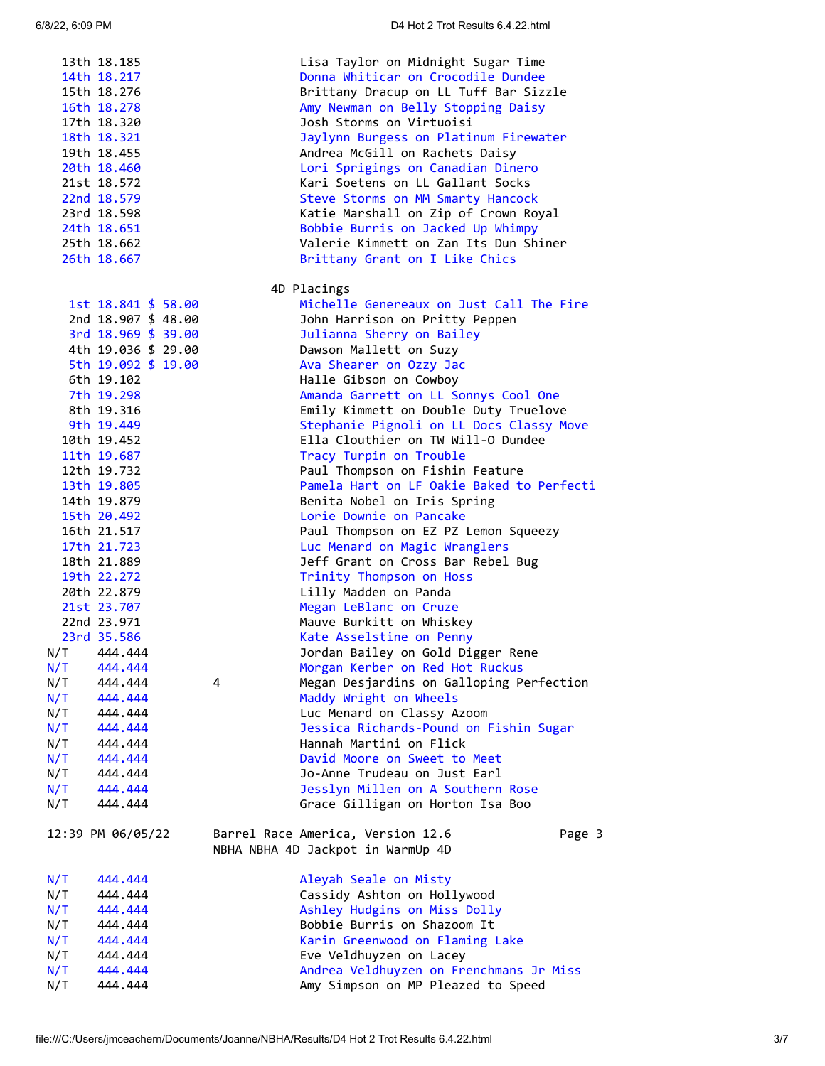| Place | Time | Payout | | Rider on Horse |
|---|---|---|---|---|
| 13th | 18.185 | | | Lisa Taylor on Midnight Sugar Time |
| 14th | 18.217 | | | Donna Whiticar on Crocodile Dundee |
| 15th | 18.276 | | | Brittany Dracup on LL Tuff Bar Sizzle |
| 16th | 18.278 | | | Amy Newman on Belly Stopping Daisy |
| 17th | 18.320 | | | Josh Storms on Virtuoisi |
| 18th | 18.321 | | | Jaylynn Burgess on Platinum Firewater |
| 19th | 18.455 | | | Andrea McGill on Rachets Daisy |
| 20th | 18.460 | | | Lori Sprigings on Canadian Dinero |
| 21st | 18.572 | | | Kari Soetens on LL Gallant Socks |
| 22nd | 18.579 | | | Steve Storms on MM Smarty Hancock |
| 23rd | 18.598 | | | Katie Marshall on Zip of Crown Royal |
| 24th | 18.651 | | | Bobbie Burris on Jacked Up Whimpy |
| 25th | 18.662 | | | Valerie Kimmett on Zan Its Dun Shiner |
| 26th | 18.667 | | | Brittany Grant on I Like Chics |

## 4D Placings

| Place | Time | Payout | | Rider on Horse |
|---|---|---|---|---|
| 1st | 18.841 | $ 58.00 | | Michelle Genereaux on Just Call The Fire |
| 2nd | 18.907 | $ 48.00 | | John Harrison on Pritty Peppen |
| 3rd | 18.969 | $ 39.00 | | Julianna Sherry on Bailey |
| 4th | 19.036 | $ 29.00 | | Dawson Mallett on Suzy |
| 5th | 19.092 | $ 19.00 | | Ava Shearer on Ozzy Jac |
| 6th | 19.102 | | | Halle Gibson on Cowboy |
| 7th | 19.298 | | | Amanda Garrett on LL Sonnys Cool One |
| 8th | 19.316 | | | Emily Kimmett on Double Duty Truelove |
| 9th | 19.449 | | | Stephanie Pignoli on LL Docs Classy Move |
| 10th | 19.452 | | | Ella Clouthier on TW Will-O Dundee |
| 11th | 19.687 | | | Tracy Turpin on Trouble |
| 12th | 19.732 | | | Paul Thompson on Fishin Feature |
| 13th | 19.805 | | | Pamela Hart on LF Oakie Baked to Perfecti |
| 14th | 19.879 | | | Benita Nobel on Iris Spring |
| 15th | 20.492 | | | Lorie Downie on Pancake |
| 16th | 21.517 | | | Paul Thompson on EZ PZ Lemon Squeezy |
| 17th | 21.723 | | | Luc Menard on Magic Wranglers |
| 18th | 21.889 | | | Jeff Grant on Cross Bar Rebel Bug |
| 19th | 22.272 | | | Trinity Thompson on Hoss |
| 20th | 22.879 | | | Lilly Madden on Panda |
| 21st | 23.707 | | | Megan LeBlanc on Cruze |
| 22nd | 23.971 | | | Mauve Burkitt on Whiskey |
| 23rd | 35.586 | | | Kate Asselstine on Penny |
| N/T | 444.444 | | | Jordan Bailey on Gold Digger Rene |
| N/T | 444.444 | | | Morgan Kerber on Red Hot Ruckus |
| N/T | 444.444 | | 4 | Megan Desjardins on Galloping Perfection |
| N/T | 444.444 | | | Maddy Wright on Wheels |
| N/T | 444.444 | | | Luc Menard on Classy Azoom |
| N/T | 444.444 | | | Jessica Richards-Pound on Fishin Sugar |
| N/T | 444.444 | | | Hannah Martini on Flick |
| N/T | 444.444 | | | David Moore on Sweet to Meet |
| N/T | 444.444 | | | Jo-Anne Trudeau on Just Earl |
| N/T | 444.444 | | | Jesslyn Millen on A Southern Rose |
| N/T | 444.444 | | | Grace Gilligan on Horton Isa Boo |

12:39 PM 06/05/22 Barrel Race America, Version 12.6 Page 3
NBHA NBHA 4D Jackpot in WarmUp 4D

| Place | Time | Payout | | Rider on Horse |
|---|---|---|---|---|
| N/T | 444.444 | | | Aleyah Seale on Misty |
| N/T | 444.444 | | | Cassidy Ashton on Hollywood |
| N/T | 444.444 | | | Ashley Hudgins on Miss Dolly |
| N/T | 444.444 | | | Bobbie Burris on Shazoom It |
| N/T | 444.444 | | | Karin Greenwood on Flaming Lake |
| N/T | 444.444 | | | Eve Veldhuyzen on Lacey |
| N/T | 444.444 | | | Andrea Veldhuyzen on Frenchmans Jr Miss |
| N/T | 444.444 | | | Amy Simpson on MP Pleazed to Speed |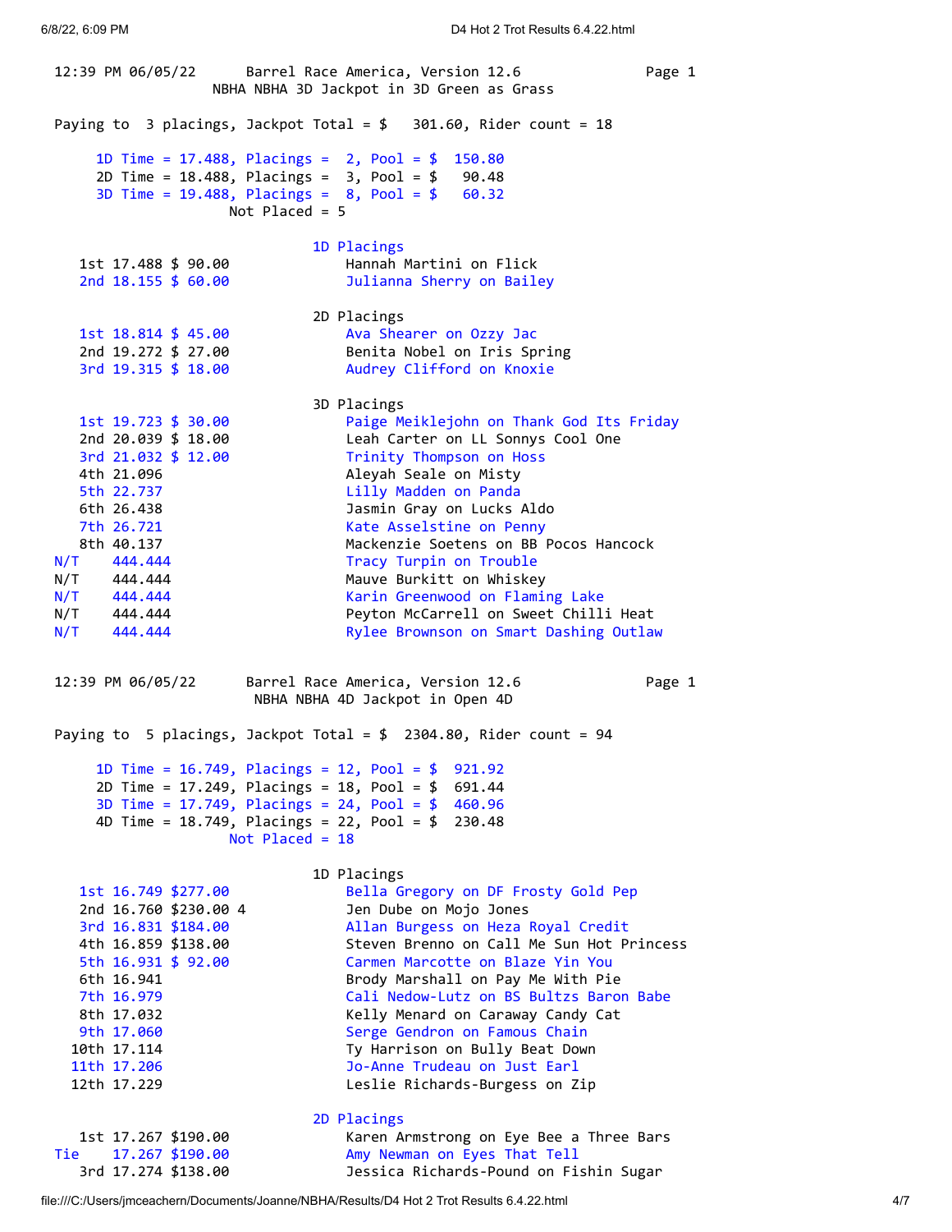12:39 PM 06/05/22 Barrel Race America, Version 12.6 Page 1
NBHA NBHA 3D Jackpot in 3D Green as Grass

Paying to 3 placings, Jackpot Total = $ 301.60, Rider count = 18

1D Time = 17.488, Placings = 2, Pool = $ 150.80
2D Time = 18.488, Placings = 3, Pool = $ 90.48
3D Time = 19.488, Placings = 8, Pool = $ 60.32
Not Placed = 5

### 1D Placings

| Place | Time | Payout | Rider |
|---|---|---|---|
| 1st | 17.488 | $ 90.00 | Hannah Martini on Flick |
| 2nd | 18.155 | $ 60.00 | Julianna Sherry on Bailey |

### 2D Placings

| Place | Time | Payout | Rider |
|---|---|---|---|
| 1st | 18.814 | $ 45.00 | Ava Shearer on Ozzy Jac |
| 2nd | 19.272 | $ 27.00 | Benita Nobel on Iris Spring |
| 3rd | 19.315 | $ 18.00 | Audrey Clifford on Knoxie |

### 3D Placings

| Place | Time | Payout | Rider |
|---|---|---|---|
| 1st | 19.723 | $ 30.00 | Paige Meiklejohn on Thank God Its Friday |
| 2nd | 20.039 | $ 18.00 | Leah Carter on LL Sonnys Cool One |
| 3rd | 21.032 | $ 12.00 | Trinity Thompson on Hoss |
| 4th | 21.096 | | Aleyah Seale on Misty |
| 5th | 22.737 | | Lilly Madden on Panda |
| 6th | 26.438 | | Jasmin Gray on Lucks Aldo |
| 7th | 26.721 | | Kate Asselstine on Penny |
| 8th | 40.137 | | Mackenzie Soetens on BB Pocos Hancock |
| N/T | 444.444 | | Tracy Turpin on Trouble |
| N/T | 444.444 | | Mauve Burkitt on Whiskey |
| N/T | 444.444 | | Karin Greenwood on Flaming Lake |
| N/T | 444.444 | | Peyton McCarrell on Sweet Chilli Heat |
| N/T | 444.444 | | Rylee Brownson on Smart Dashing Outlaw |

12:39 PM 06/05/22 Barrel Race America, Version 12.6 Page 1
NBHA NBHA 4D Jackpot in Open 4D

Paying to 5 placings, Jackpot Total = $ 2304.80, Rider count = 94

1D Time = 16.749, Placings = 12, Pool = $ 921.92
2D Time = 17.249, Placings = 18, Pool = $ 691.44
3D Time = 17.749, Placings = 24, Pool = $ 460.96
4D Time = 18.749, Placings = 22, Pool = $ 230.48
Not Placed = 18

### 1D Placings

| Place | Time | Payout | Rider |
|---|---|---|---|
| 1st | 16.749 | $277.00 | Bella Gregory on DF Frosty Gold Pep |
| 2nd | 16.760 | $230.00 4 | Jen Dube on Mojo Jones |
| 3rd | 16.831 | $184.00 | Allan Burgess on Heza Royal Credit |
| 4th | 16.859 | $138.00 | Steven Brenno on Call Me Sun Hot Princess |
| 5th | 16.931 | $ 92.00 | Carmen Marcotte on Blaze Yin You |
| 6th | 16.941 | | Brody Marshall on Pay Me With Pie |
| 7th | 16.979 | | Cali Nedow-Lutz on BS Bultzs Baron Babe |
| 8th | 17.032 | | Kelly Menard on Caraway Candy Cat |
| 9th | 17.060 | | Serge Gendron on Famous Chain |
| 10th | 17.114 | | Ty Harrison on Bully Beat Down |
| 11th | 17.206 | | Jo-Anne Trudeau on Just Earl |
| 12th | 17.229 | | Leslie Richards-Burgess on Zip |

### 2D Placings

| Place | Time | Payout | Rider |
|---|---|---|---|
| 1st | 17.267 | $190.00 | Karen Armstrong on Eye Bee a Three Bars |
| Tie | 17.267 | $190.00 | Amy Newman on Eyes That Tell |
| 3rd | 17.274 | $138.00 | Jessica Richards-Pound on Fishin Sugar |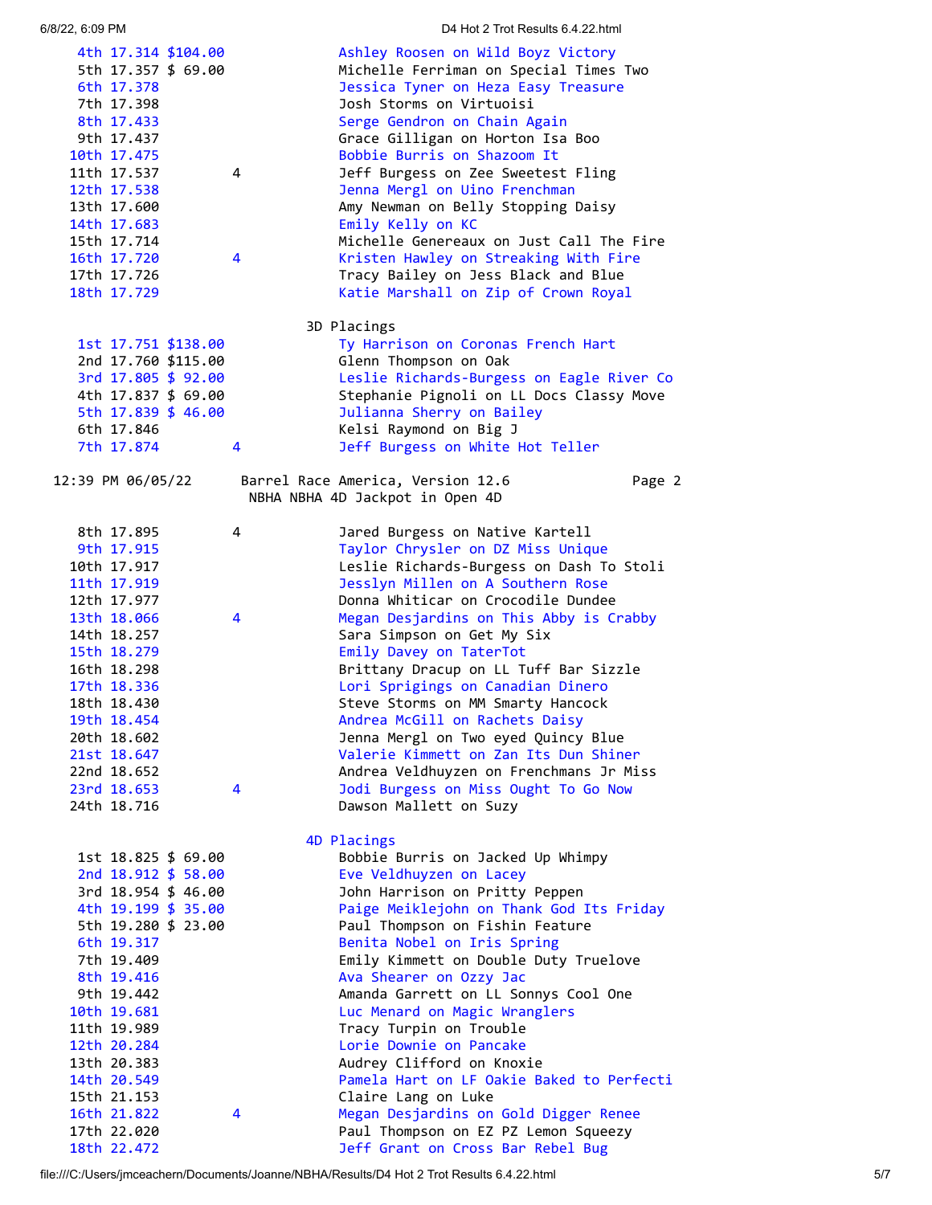| Place | Time | Payout | | Rider / Horse |
|---|---|---|---|---|
| 4th | 17.314 | $104.00 | | Ashley Roosen on Wild Boyz Victory |
| 5th | 17.357 | $ 69.00 | | Michelle Ferriman on Special Times Two |
| 6th | 17.378 | | | Jessica Tyner on Heza Easy Treasure |
| 7th | 17.398 | | | Josh Storms on Virtuoisi |
| 8th | 17.433 | | | Serge Gendron on Chain Again |
| 9th | 17.437 | | | Grace Gilligan on Horton Isa Boo |
| 10th | 17.475 | | | Bobbie Burris on Shazoom It |
| 11th | 17.537 | | 4 | Jeff Burgess on Zee Sweetest Fling |
| 12th | 17.538 | | | Jenna Mergl on Uino Frenchman |
| 13th | 17.600 | | | Amy Newman on Belly Stopping Daisy |
| 14th | 17.683 | | | Emily Kelly on KC |
| 15th | 17.714 | | | Michelle Genereaux on Just Call The Fire |
| 16th | 17.720 | | 4 | Kristen Hawley on Streaking With Fire |
| 17th | 17.726 | | | Tracy Bailey on Jess Black and Blue |
| 18th | 17.729 | | | Katie Marshall on Zip of Crown Royal |

## 3D Placings

| Place | Time | Payout | | Rider / Horse |
|---|---|---|---|---|
| 1st | 17.751 | $138.00 | | Ty Harrison on Coronas French Hart |
| 2nd | 17.760 | $115.00 | | Glenn Thompson on Oak |
| 3rd | 17.805 | $ 92.00 | | Leslie Richards-Burgess on Eagle River Co |
| 4th | 17.837 | $ 69.00 | | Stephanie Pignoli on LL Docs Classy Move |
| 5th | 17.839 | $ 46.00 | | Julianna Sherry on Bailey |
| 6th | 17.846 | | | Kelsi Raymond on Big J |
| 7th | 17.874 | | 4 | Jeff Burgess on White Hot Teller |

12:39 PM 06/05/22 Barrel Race America, Version 12.6 Page 2

NBHA NBHA 4D Jackpot in Open 4D

| Place | Time | Payout | | Rider / Horse |
|---|---|---|---|---|
| 8th | 17.895 | | 4 | Jared Burgess on Native Kartell |
| 9th | 17.915 | | | Taylor Chrysler on DZ Miss Unique |
| 10th | 17.917 | | | Leslie Richards-Burgess on Dash To Stoli |
| 11th | 17.919 | | | Jesslyn Millen on A Southern Rose |
| 12th | 17.977 | | | Donna Whiticar on Crocodile Dundee |
| 13th | 18.066 | | 4 | Megan Desjardins on This Abby is Crabby |
| 14th | 18.257 | | | Sara Simpson on Get My Six |
| 15th | 18.279 | | | Emily Davey on TaterTot |
| 16th | 18.298 | | | Brittany Dracup on LL Tuff Bar Sizzle |
| 17th | 18.336 | | | Lori Sprigings on Canadian Dinero |
| 18th | 18.430 | | | Steve Storms on MM Smarty Hancock |
| 19th | 18.454 | | | Andrea McGill on Rachets Daisy |
| 20th | 18.602 | | | Jenna Mergl on Two eyed Quincy Blue |
| 21st | 18.647 | | | Valerie Kimmett on Zan Its Dun Shiner |
| 22nd | 18.652 | | | Andrea Veldhuyzen on Frenchmans Jr Miss |
| 23rd | 18.653 | | 4 | Jodi Burgess on Miss Ought To Go Now |
| 24th | 18.716 | | | Dawson Mallett on Suzy |

## 4D Placings

| Place | Time | Payout | | Rider / Horse |
|---|---|---|---|---|
| 1st | 18.825 | $ 69.00 | | Bobbie Burris on Jacked Up Whimpy |
| 2nd | 18.912 | $ 58.00 | | Eve Veldhuyzen on Lacey |
| 3rd | 18.954 | $ 46.00 | | John Harrison on Pritty Peppen |
| 4th | 19.199 | $ 35.00 | | Paige Meiklejohn on Thank God Its Friday |
| 5th | 19.280 | $ 23.00 | | Paul Thompson on Fishin Feature |
| 6th | 19.317 | | | Benita Nobel on Iris Spring |
| 7th | 19.409 | | | Emily Kimmett on Double Duty Truelove |
| 8th | 19.416 | | | Ava Shearer on Ozzy Jac |
| 9th | 19.442 | | | Amanda Garrett on LL Sonnys Cool One |
| 10th | 19.681 | | | Luc Menard on Magic Wranglers |
| 11th | 19.989 | | | Tracy Turpin on Trouble |
| 12th | 20.284 | | | Lorie Downie on Pancake |
| 13th | 20.383 | | | Audrey Clifford on Knoxie |
| 14th | 20.549 | | | Pamela Hart on LF Oakie Baked to Perfecti |
| 15th | 21.153 | | | Claire Lang on Luke |
| 16th | 21.822 | | 4 | Megan Desjardins on Gold Digger Renee |
| 17th | 22.020 | | | Paul Thompson on EZ PZ Lemon Squeezy |
| 18th | 22.472 | | | Jeff Grant on Cross Bar Rebel Bug |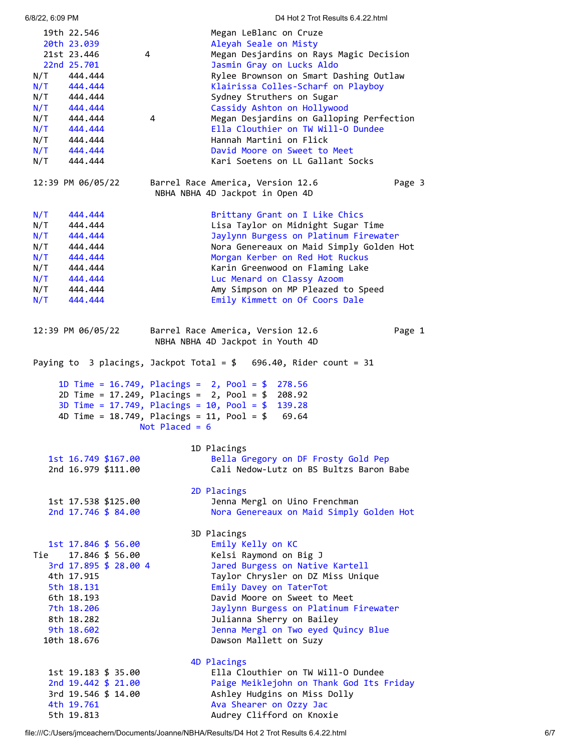| Place | Time | Money | # | Rider on Horse |
|---|---|---|---|---|
| 19th | 22.546 | | | Megan LeBlanc on Cruze |
| 20th | 23.039 | | | Aleyah Seale on Misty |
| 21st | 23.446 | | 4 | Megan Desjardins on Rays Magic Decision |
| 22nd | 25.701 | | | Jasmin Gray on Lucks Aldo |
| N/T | 444.444 | | | Rylee Brownson on Smart Dashing Outlaw |
| N/T | 444.444 | | | Klairissa Colles-Scharf on Playboy |
| N/T | 444.444 | | | Sydney Struthers on Sugar |
| N/T | 444.444 | | | Cassidy Ashton on Hollywood |
| N/T | 444.444 | | 4 | Megan Desjardins on Galloping Perfection |
| N/T | 444.444 | | | Ella Clouthier on TW Will-O Dundee |
| N/T | 444.444 | | | Hannah Martini on Flick |
| N/T | 444.444 | | | David Moore on Sweet to Meet |
| N/T | 444.444 | | | Kari Soetens on LL Gallant Socks |

12:39 PM 06/05/22 Barrel Race America, Version 12.6 Page 3

NBHA NBHA 4D Jackpot in Open 4D

| Place | Time | Rider on Horse |
|---|---|---|
| N/T | 444.444 | Brittany Grant on I Like Chics |
| N/T | 444.444 | Lisa Taylor on Midnight Sugar Time |
| N/T | 444.444 | Jaylynn Burgess on Platinum Firewater |
| N/T | 444.444 | Nora Genereaux on Maid Simply Golden Hot |
| N/T | 444.444 | Morgan Kerber on Red Hot Ruckus |
| N/T | 444.444 | Karin Greenwood on Flaming Lake |
| N/T | 444.444 | Luc Menard on Classy Azoom |
| N/T | 444.444 | Amy Simpson on MP Pleazed to Speed |
| N/T | 444.444 | Emily Kimmett on Of Coors Dale |

12:39 PM 06/05/22 Barrel Race America, Version 12.6 Page 1

NBHA NBHA 4D Jackpot in Youth 4D

Paying to 3 placings, Jackpot Total = $ 696.40, Rider count = 31

1D Time = 16.749, Placings = 2, Pool = $ 278.56
2D Time = 17.249, Placings = 2, Pool = $ 208.92
3D Time = 17.749, Placings = 10, Pool = $ 139.28
4D Time = 18.749, Placings = 11, Pool = $ 69.64
Not Placed = 6

### 1D Placings

| Place | Time | Money | # | Rider on Horse |
|---|---|---|---|---|
| 1st | 16.749 | $167.00 | | Bella Gregory on DF Frosty Gold Pep |
| 2nd | 16.979 | $111.00 | | Cali Nedow-Lutz on BS Bultzs Baron Babe |

### 2D Placings

| Place | Time | Money | # | Rider on Horse |
|---|---|---|---|---|
| 1st | 17.538 | $125.00 | | Jenna Mergl on Uino Frenchman |
| 2nd | 17.746 | $ 84.00 | | Nora Genereaux on Maid Simply Golden Hot |

### 3D Placings

| Place | Time | Money | # | Rider on Horse |
|---|---|---|---|---|
| 1st | 17.846 | $ 56.00 | | Emily Kelly on KC |
| Tie | 17.846 | $ 56.00 | | Kelsi Raymond on Big J |
| 3rd | 17.895 | $ 28.00 | 4 | Jared Burgess on Native Kartell |
| 4th | 17.915 | | | Taylor Chrysler on DZ Miss Unique |
| 5th | 18.131 | | | Emily Davey on TaterTot |
| 6th | 18.193 | | | David Moore on Sweet to Meet |
| 7th | 18.206 | | | Jaylynn Burgess on Platinum Firewater |
| 8th | 18.282 | | | Julianna Sherry on Bailey |
| 9th | 18.602 | | | Jenna Mergl on Two eyed Quincy Blue |
| 10th | 18.676 | | | Dawson Mallett on Suzy |

### 4D Placings

| Place | Time | Money | # | Rider on Horse |
|---|---|---|---|---|
| 1st | 19.183 | $ 35.00 | | Ella Clouthier on TW Will-O Dundee |
| 2nd | 19.442 | $ 21.00 | | Paige Meiklejohn on Thank God Its Friday |
| 3rd | 19.546 | $ 14.00 | | Ashley Hudgins on Miss Dolly |
| 4th | 19.761 | | | Ava Shearer on Ozzy Jac |
| 5th | 19.813 | | | Audrey Clifford on Knoxie |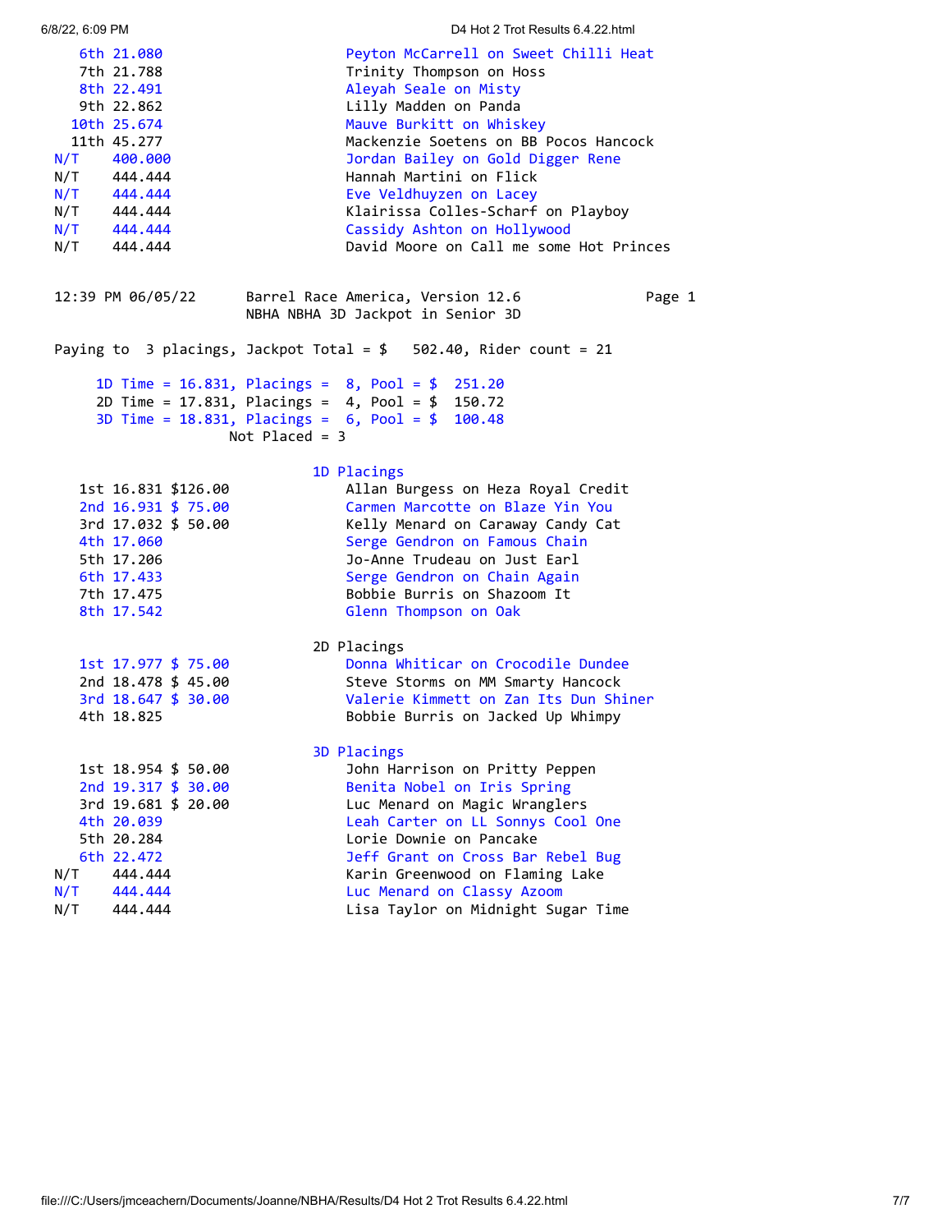| | | |
|---|---|---|
| 6th | 21.080 | Peyton McCarrell on Sweet Chilli Heat |
| 7th | 21.788 | Trinity Thompson on Hoss |
| 8th | 22.491 | Aleyah Seale on Misty |
| 9th | 22.862 | Lilly Madden on Panda |
| 10th | 25.674 | Mauve Burkitt on Whiskey |
| 11th | 45.277 | Mackenzie Soetens on BB Pocos Hancock |
| N/T | 400.000 | Jordan Bailey on Gold Digger Rene |
| N/T | 444.444 | Hannah Martini on Flick |
| N/T | 444.444 | Eve Veldhuyzen on Lacey |
| N/T | 444.444 | Klairissa Colles-Scharf on Playboy |
| N/T | 444.444 | Cassidy Ashton on Hollywood |
| N/T | 444.444 | David Moore on Call me some Hot Princes |

12:39 PM 06/05/22 Barrel Race America, Version 12.6 Page 1

NBHA NBHA 3D Jackpot in Senior 3D

Paying to 3 placings, Jackpot Total = $ 502.40, Rider count = 21

1D Time = 16.831, Placings = 8, Pool = $ 251.20
2D Time = 17.831, Placings = 4, Pool = $ 150.72
3D Time = 18.831, Placings = 6, Pool = $ 100.48
Not Placed = 3

## 1D Placings

| | | | |
|---|---|---|---|
| 1st | 16.831 | $126.00 | Allan Burgess on Heza Royal Credit |
| 2nd | 16.931 | $ 75.00 | Carmen Marcotte on Blaze Yin You |
| 3rd | 17.032 | $ 50.00 | Kelly Menard on Caraway Candy Cat |
| 4th | 17.060 | | Serge Gendron on Famous Chain |
| 5th | 17.206 | | Jo-Anne Trudeau on Just Earl |
| 6th | 17.433 | | Serge Gendron on Chain Again |
| 7th | 17.475 | | Bobbie Burris on Shazoom It |
| 8th | 17.542 | | Glenn Thompson on Oak |

## 2D Placings

| | | | |
|---|---|---|---|
| 1st | 17.977 | $ 75.00 | Donna Whiticar on Crocodile Dundee |
| 2nd | 18.478 | $ 45.00 | Steve Storms on MM Smarty Hancock |
| 3rd | 18.647 | $ 30.00 | Valerie Kimmett on Zan Its Dun Shiner |
| 4th | 18.825 | | Bobbie Burris on Jacked Up Whimpy |

## 3D Placings

| | | | |
|---|---|---|---|
| 1st | 18.954 | $ 50.00 | John Harrison on Pritty Peppen |
| 2nd | 19.317 | $ 30.00 | Benita Nobel on Iris Spring |
| 3rd | 19.681 | $ 20.00 | Luc Menard on Magic Wranglers |
| 4th | 20.039 | | Leah Carter on LL Sonnys Cool One |
| 5th | 20.284 | | Lorie Downie on Pancake |
| 6th | 22.472 | | Jeff Grant on Cross Bar Rebel Bug |
| N/T | 444.444 | | Karin Greenwood on Flaming Lake |
| N/T | 444.444 | | Luc Menard on Classy Azoom |
| N/T | 444.444 | | Lisa Taylor on Midnight Sugar Time |